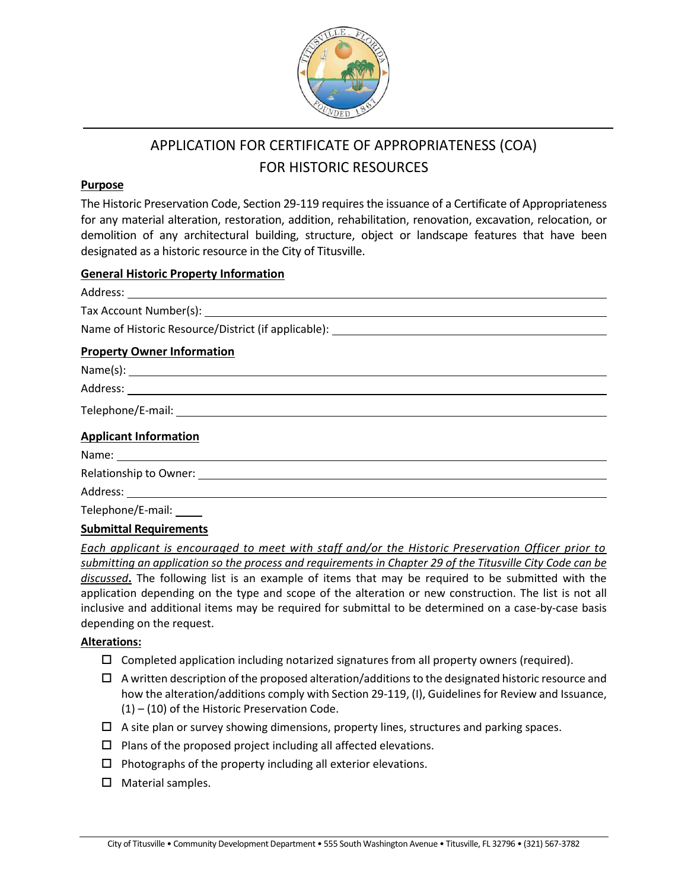# APPLICATION FOR CERTIFICATE OF APPROPRIATENESS (COA) FOR HISTORIC RESOURCES

**Purpose**

The Historic Preservation Code, Section 29-119 requires the issuance of a Certificate of Appropriateness for any material alteration, restoration, addition, rehabilitation, renovation, excavation, relocation, or demolition of any architectural building, structure, object or landscape features that have been designated as a historic resource in the City of Titusville.

**General Historic Property Information**

Address: ____________________

Tax Account Number(s): ____________________

Name of Historic Resource/District (if applicable): ____________________

**Property Owner Information**

Name(s): ____________________

Address: ____________________

Telephone/E-mail: ____________________

**Applicant Information**

Name: ____________________

Relationship to Owner: ____________________

Address: ____________________

Telephone/E-mail: _____

**Submittal Requirements**

*Each applicant is encouraged to meet with staff and/or the Historic Preservation Officer prior to submitting an application so the process and requirements in Chapter 29 of the Titusville City Code can be discussed***.** The following list is an example of items that may be required to be submitted with the application depending on the type and scope of the alteration or new construction. The list is not all inclusive and additional items may be required for submittal to be determined on a case-by-case basis depending on the request.

**Alterations:**

- ☐ Completed application including notarized signatures from all property owners (required).
- ☐ A written description of the proposed alteration/additions to the designated historic resource and how the alteration/additions comply with Section 29-119, (I), Guidelines for Review and Issuance, (1) – (10) of the Historic Preservation Code.
- ☐ A site plan or survey showing dimensions, property lines, structures and parking spaces.
- ☐ Plans of the proposed project including all affected elevations.
- ☐ Photographs of the property including all exterior elevations.
- ☐ Material samples.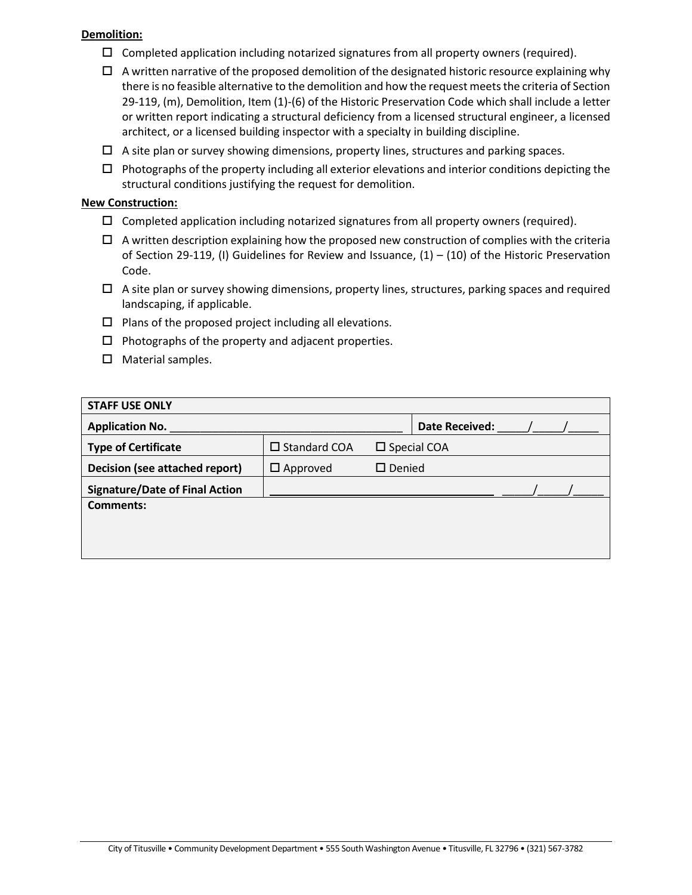**Demolition:**

- ☐ Completed application including notarized signatures from all property owners (required).
- ☐ A written narrative of the proposed demolition of the designated historic resource explaining why there is no feasible alternative to the demolition and how the request meets the criteria of Section 29-119, (m), Demolition, Item (1)-(6) of the Historic Preservation Code which shall include a letter or written report indicating a structural deficiency from a licensed structural engineer, a licensed architect, or a licensed building inspector with a specialty in building discipline.
- ☐ A site plan or survey showing dimensions, property lines, structures and parking spaces.
- ☐ Photographs of the property including all exterior elevations and interior conditions depicting the structural conditions justifying the request for demolition.

**New Construction:**

- ☐ Completed application including notarized signatures from all property owners (required).
- ☐ A written description explaining how the proposed new construction of complies with the criteria of Section 29-119, (I) Guidelines for Review and Issuance, (1) – (10) of the Historic Preservation Code.
- ☐ A site plan or survey showing dimensions, property lines, structures, parking spaces and required landscaping, if applicable.
- ☐ Plans of the proposed project including all elevations.
- ☐ Photographs of the property and adjacent properties.
- ☐ Material samples.

| **STAFF USE ONLY** | | |
|---|---|---|
| **Application No.** ______________________________________ | | **Date Received:** _____/_____/_____ |
| **Type of Certificate** | ☐ Standard COA ☐ Special COA | |
| **Decision (see attached report)** | ☐ Approved ☐ Denied | |
| **Signature/Date of Final Action** | ______________________________________ _____/_____/_____ | |
| **Comments:** | | |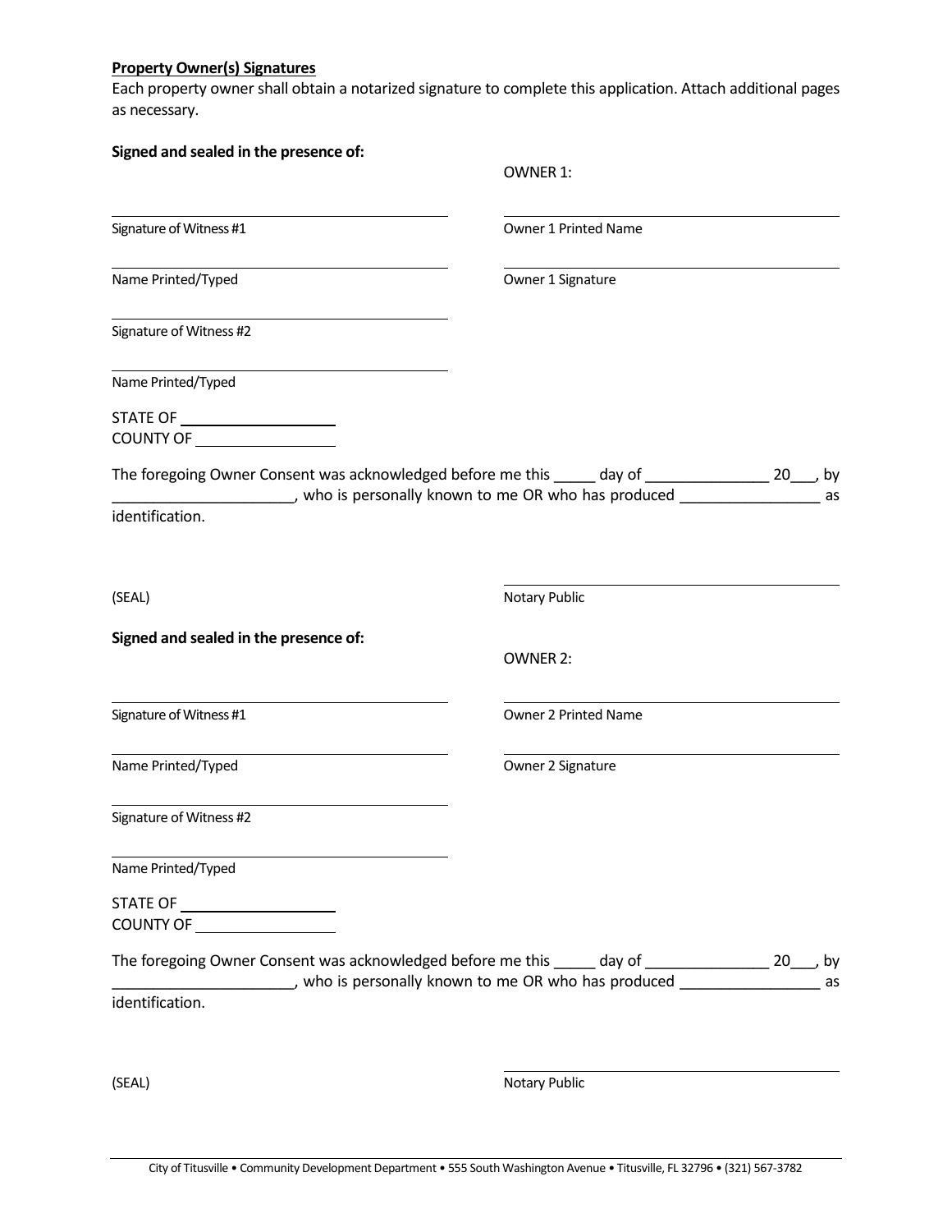**Property Owner(s) Signatures**

Each property owner shall obtain a notarized signature to complete this application. Attach additional pages as necessary.

**Signed and sealed in the presence of:**

OWNER 1:

_______________________________
Signature of Witness #1

_______________________________
Name Printed/Typed

_______________________________
Signature of Witness #2

_______________________________
Name Printed/Typed

_______________________________
Owner 1 Printed Name

_______________________________
Owner 1 Signature

STATE OF ____________________
COUNTY OF __________________

The foregoing Owner Consent was acknowledged before me this _____ day of _______________ 20___, by ______________________, who is personally known to me OR who has produced _________________ as identification.

(SEAL)

_______________________________
Notary Public

**Signed and sealed in the presence of:**

OWNER 2:

_______________________________
Signature of Witness #1

_______________________________
Name Printed/Typed

_______________________________
Signature of Witness #2

_______________________________
Name Printed/Typed

_______________________________
Owner 2 Printed Name

_______________________________
Owner 2 Signature

STATE OF ____________________
COUNTY OF __________________

The foregoing Owner Consent was acknowledged before me this _____ day of _______________ 20___, by ______________________, who is personally known to me OR who has produced _________________ as identification.

(SEAL)

_______________________________
Notary Public

City of Titusville • Community Development Department • 555 South Washington Avenue • Titusville, FL 32796 • (321) 567-3782